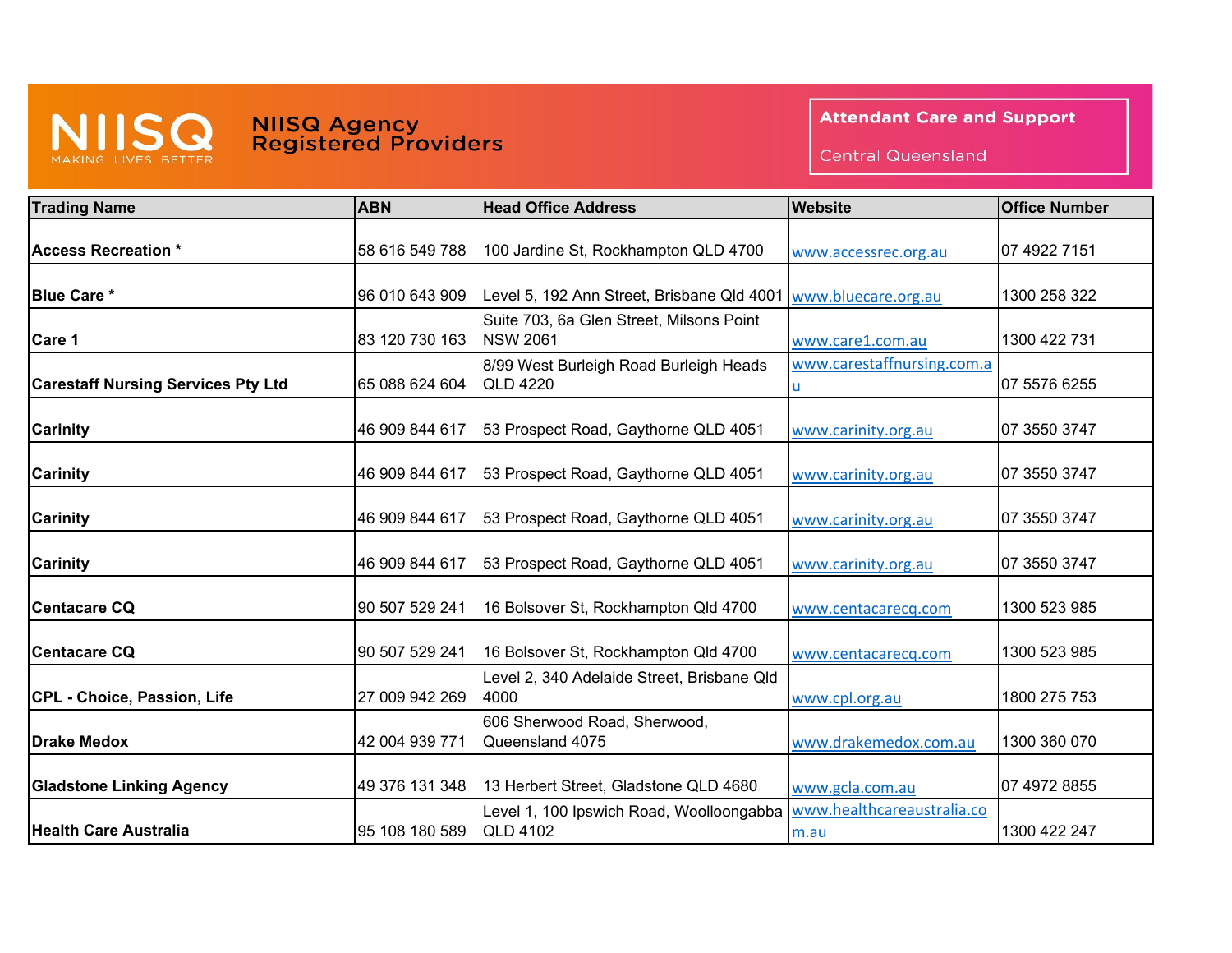# NIISQ Agency Registered Providers

NIISQ MAKING LIVES BETTER

**Attendant Care and Support**

Central Queensland

| Trading Name | ABN | Head Office Address | Website | Office Number |
|---|---|---|---|---|
| **Access Recreation *** | 58 616 549 788 | 100 Jardine St, Rockhampton QLD 4700 | www.accessrec.org.au | 07 4922 7151 |
| **Blue Care *** | 96 010 643 909 | Level 5, 192 Ann Street, Brisbane Qld 4001 | www.bluecare.org.au | 1300 258 322 |
| **Care 1** | 83 120 730 163 | Suite 703, 6a Glen Street, Milsons Point NSW 2061 | www.care1.com.au | 1300 422 731 |
| **Carestaff Nursing Services Pty Ltd** | 65 088 624 604 | 8/99 West Burleigh Road Burleigh Heads QLD 4220 | www.carestaffnursing.com.au | 07 5576 6255 |
| **Carinity** | 46 909 844 617 | 53 Prospect Road, Gaythorne QLD 4051 | www.carinity.org.au | 07 3550 3747 |
| **Carinity** | 46 909 844 617 | 53 Prospect Road, Gaythorne QLD 4051 | www.carinity.org.au | 07 3550 3747 |
| **Carinity** | 46 909 844 617 | 53 Prospect Road, Gaythorne QLD 4051 | www.carinity.org.au | 07 3550 3747 |
| **Carinity** | 46 909 844 617 | 53 Prospect Road, Gaythorne QLD 4051 | www.carinity.org.au | 07 3550 3747 |
| **Centacare CQ** | 90 507 529 241 | 16 Bolsover St, Rockhampton Qld 4700 | www.centacarecq.com | 1300 523 985 |
| **Centacare CQ** | 90 507 529 241 | 16 Bolsover St, Rockhampton Qld 4700 | www.centacarecq.com | 1300 523 985 |
| **CPL - Choice, Passion, Life** | 27 009 942 269 | Level 2, 340 Adelaide Street, Brisbane Qld 4000 | www.cpl.org.au | 1800 275 753 |
| **Drake Medox** | 42 004 939 771 | 606 Sherwood Road, Sherwood, Queensland 4075 | www.drakemedox.com.au | 1300 360 070 |
| **Gladstone Linking Agency** | 49 376 131 348 | 13 Herbert Street, Gladstone QLD 4680 | www.gcla.com.au | 07 4972 8855 |
| **Health Care Australia** | 95 108 180 589 | Level 1, 100 Ipswich Road, Woolloongabba QLD 4102 | www.healthcareaustralia.com.au | 1300 422 247 |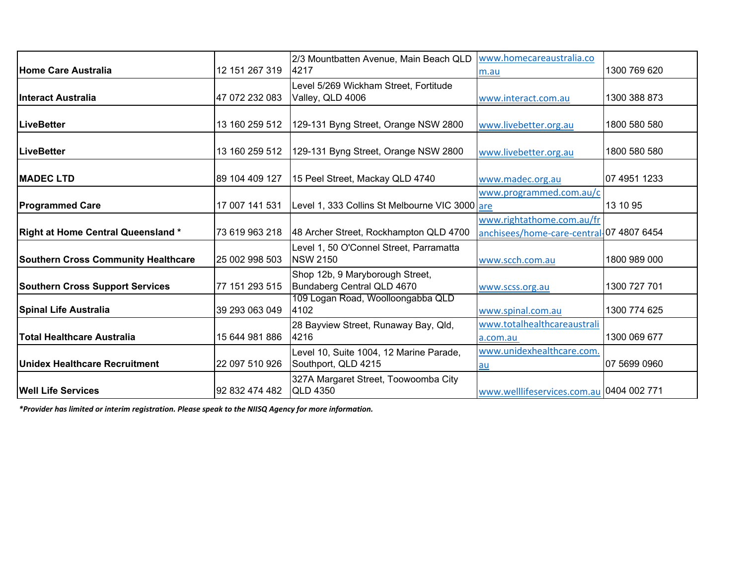| | | | | |
|---|---|---|---|---|
| **Home Care Australia** | 12 151 267 319 | 2/3 Mountbatten Avenue, Main Beach QLD 4217 | www.homecareaustralia.com.au | 1300 769 620 |
| **Interact Australia** | 47 072 232 083 | Level 5/269 Wickham Street, Fortitude Valley, QLD 4006 | www.interact.com.au | 1300 388 873 |
| **LiveBetter** | 13 160 259 512 | 129-131 Byng Street, Orange NSW 2800 | www.livebetter.org.au | 1800 580 580 |
| **LiveBetter** | 13 160 259 512 | 129-131 Byng Street, Orange NSW 2800 | www.livebetter.org.au | 1800 580 580 |
| **MADEC LTD** | 89 104 409 127 | 15 Peel Street, Mackay QLD 4740 | www.madec.org.au | 07 4951 1233 |
| **Programmed Care** | 17 007 141 531 | Level 1, 333 Collins St Melbourne VIC 3000 | www.programmed.com.au/care | 13 10 95 |
| **Right at Home Central Queensland *** | 73 619 963 218 | 48 Archer Street, Rockhampton QLD 4700 | www.rightathome.com.au/franchisees/home-care-central- | 07 4807 6454 |
| **Southern Cross Community Healthcare** | 25 002 998 503 | Level 1, 50 O'Connel Street, Parramatta NSW 2150 | www.scch.com.au | 1800 989 000 |
| **Southern Cross Support Services** | 77 151 293 515 | Shop 12b, 9 Maryborough Street, Bundaberg Central QLD 4670 | www.scss.org.au | 1300 727 701 |
| **Spinal Life Australia** | 39 293 063 049 | 109 Logan Road, Woolloongabba QLD 4102 | www.spinal.com.au | 1300 774 625 |
| **Total Healthcare Australia** | 15 644 981 886 | 28 Bayview Street, Runaway Bay, Qld, 4216 | www.totalhealthcareaustralia.com.au | 1300 069 677 |
| **Unidex Healthcare Recruitment** | 22 097 510 926 | Level 10, Suite 1004, 12 Marine Parade, Southport, QLD 4215 | www.unidexhealthcare.com.au | 07 5699 0960 |
| **Well Life Services** | 92 832 474 482 | 327A Margaret Street, Toowoomba City QLD 4350 | www.welllifeservices.com.au | 0404 002 771 |

***Provider has limited or interim registration. Please speak to the NIISQ Agency for more information.***